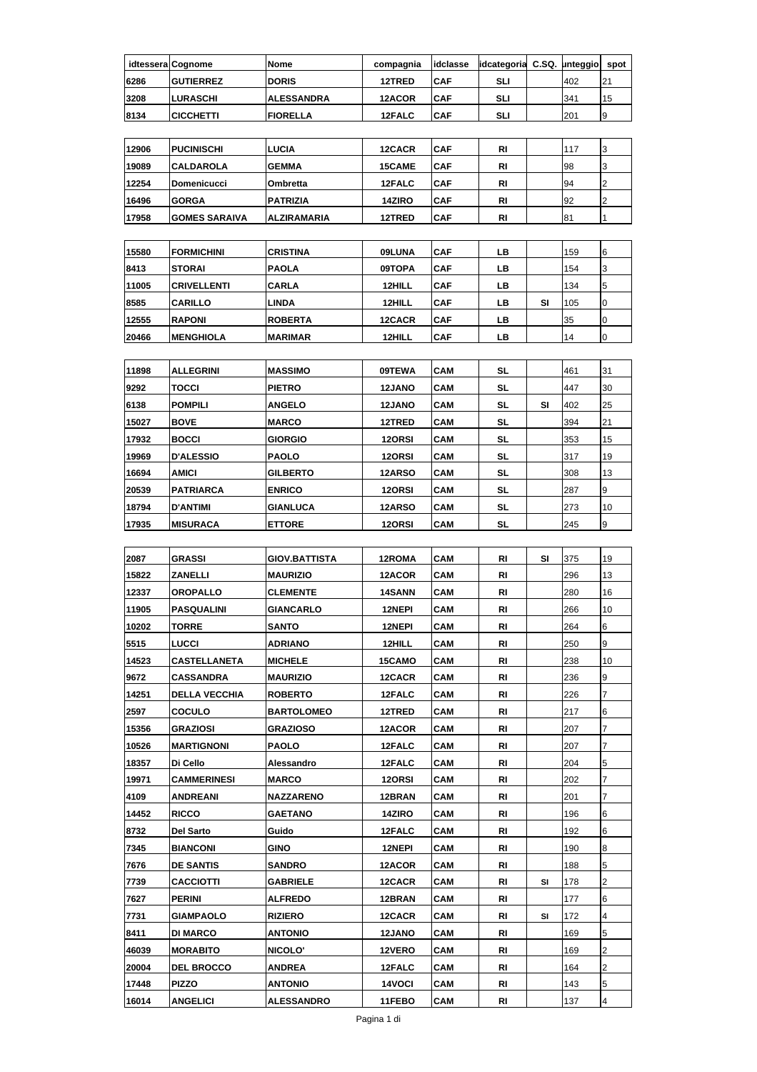| idtessera | Cognome | Nome | compagnia | idclasse | idcategoria | C.SQ. | punteggio | spot |
|---|---|---|---|---|---|---|---|---|
| 6286 | GUTIERREZ | DORIS | 12TRED | CAF | SLI | | 402 | 21 |
| 3208 | LURASCHI | ALESSANDRA | 12ACOR | CAF | SLI | | 341 | 15 |
| 8134 | CICCHETTI | FIORELLA | 12FALC | CAF | SLI | | 201 | 9 |
| | | | | | | | | |
| 12906 | PUCINISCHI | LUCIA | 12CACR | CAF | RI | | 117 | 3 |
| 19089 | CALDAROLA | GEMMA | 15CAME | CAF | RI | | 98 | 3 |
| 12254 | Domenicucci | Ombretta | 12FALC | CAF | RI | | 94 | 2 |
| 16496 | GORGA | PATRIZIA | 14ZIRO | CAF | RI | | 92 | 2 |
| 17958 | GOMES SARAIVA | ALZIRAMARIA | 12TRED | CAF | RI | | 81 | 1 |
| | | | | | | | | |
| 15580 | FORMICHINI | CRISTINA | 09LUNA | CAF | LB | | 159 | 6 |
| 8413 | STORAI | PAOLA | 09TOPA | CAF | LB | | 154 | 3 |
| 11005 | CRIVELLENTI | CARLA | 12HILL | CAF | LB | | 134 | 5 |
| 8585 | CARILLO | LINDA | 12HILL | CAF | LB | SI | 105 | 0 |
| 12555 | RAPONI | ROBERTA | 12CACR | CAF | LB | | 35 | 0 |
| 20466 | MENGHIOLA | MARIMAR | 12HILL | CAF | LB | | 14 | 0 |
| | | | | | | | | |
| 11898 | ALLEGRINI | MASSIMO | 09TEWA | CAM | SL | | 461 | 31 |
| 9292 | TOCCI | PIETRO | 12JANO | CAM | SL | | 447 | 30 |
| 6138 | POMPILI | ANGELO | 12JANO | CAM | SL | SI | 402 | 25 |
| 15027 | BOVE | MARCO | 12TRED | CAM | SL | | 394 | 21 |
| 17932 | BOCCI | GIORGIO | 12ORSI | CAM | SL | | 353 | 15 |
| 19969 | D'ALESSIO | PAOLO | 12ORSI | CAM | SL | | 317 | 19 |
| 16694 | AMICI | GILBERTO | 12ARSO | CAM | SL | | 308 | 13 |
| 20539 | PATRIARCA | ENRICO | 12ORSI | CAM | SL | | 287 | 9 |
| 18794 | D'ANTIMI | GIANLUCA | 12ARSO | CAM | SL | | 273 | 10 |
| 17935 | MISURACA | ETTORE | 12ORSI | CAM | SL | | 245 | 9 |
| | | | | | | | | |
| 2087 | GRASSI | GIOV.BATTISTA | 12ROMA | CAM | RI | SI | 375 | 19 |
| 15822 | ZANELLI | MAURIZIO | 12ACOR | CAM | RI | | 296 | 13 |
| 12337 | OROPALLO | CLEMENTE | 14SANN | CAM | RI | | 280 | 16 |
| 11905 | PASQUALINI | GIANCARLO | 12NEPI | CAM | RI | | 266 | 10 |
| 10202 | TORRE | SANTO | 12NEPI | CAM | RI | | 264 | 6 |
| 5515 | LUCCI | ADRIANO | 12HILL | CAM | RI | | 250 | 9 |
| 14523 | CASTELLANETA | MICHELE | 15CAMO | CAM | RI | | 238 | 10 |
| 9672 | CASSANDRA | MAURIZIO | 12CACR | CAM | RI | | 236 | 9 |
| 14251 | DELLA VECCHIA | ROBERTO | 12FALC | CAM | RI | | 226 | 7 |
| 2597 | COCULO | BARTOLOMEO | 12TRED | CAM | RI | | 217 | 6 |
| 15356 | GRAZIOSI | GRAZIOSO | 12ACOR | CAM | RI | | 207 | 7 |
| 10526 | MARTIGNONI | PAOLO | 12FALC | CAM | RI | | 207 | 7 |
| 18357 | Di Cello | Alessandro | 12FALC | CAM | RI | | 204 | 5 |
| 19971 | CAMMERINESI | MARCO | 12ORSI | CAM | RI | | 202 | 7 |
| 4109 | ANDREANI | NAZZARENO | 12BRAN | CAM | RI | | 201 | 7 |
| 14452 | RICCO | GAETANO | 14ZIRO | CAM | RI | | 196 | 6 |
| 8732 | Del Sarto | Guido | 12FALC | CAM | RI | | 192 | 6 |
| 7345 | BIANCONI | GINO | 12NEPI | CAM | RI | | 190 | 8 |
| 7676 | DE SANTIS | SANDRO | 12ACOR | CAM | RI | | 188 | 5 |
| 7739 | CACCIOTTI | GABRIELE | 12CACR | CAM | RI | SI | 178 | 2 |
| 7627 | PERINI | ALFREDO | 12BRAN | CAM | RI | | 177 | 6 |
| 7731 | GIAMPAOLO | RIZIERO | 12CACR | CAM | RI | SI | 172 | 4 |
| 8411 | DI MARCO | ANTONIO | 12JANO | CAM | RI | | 169 | 5 |
| 46039 | MORABITO | NICOLO' | 12VERO | CAM | RI | | 169 | 2 |
| 20004 | DEL BROCCO | ANDREA | 12FALC | CAM | RI | | 164 | 2 |
| 17448 | PIZZO | ANTONIO | 14VOCI | CAM | RI | | 143 | 5 |
| 16014 | ANGELICI | ALESSANDRO | 11FEBO | CAM | RI | | 137 | 4 |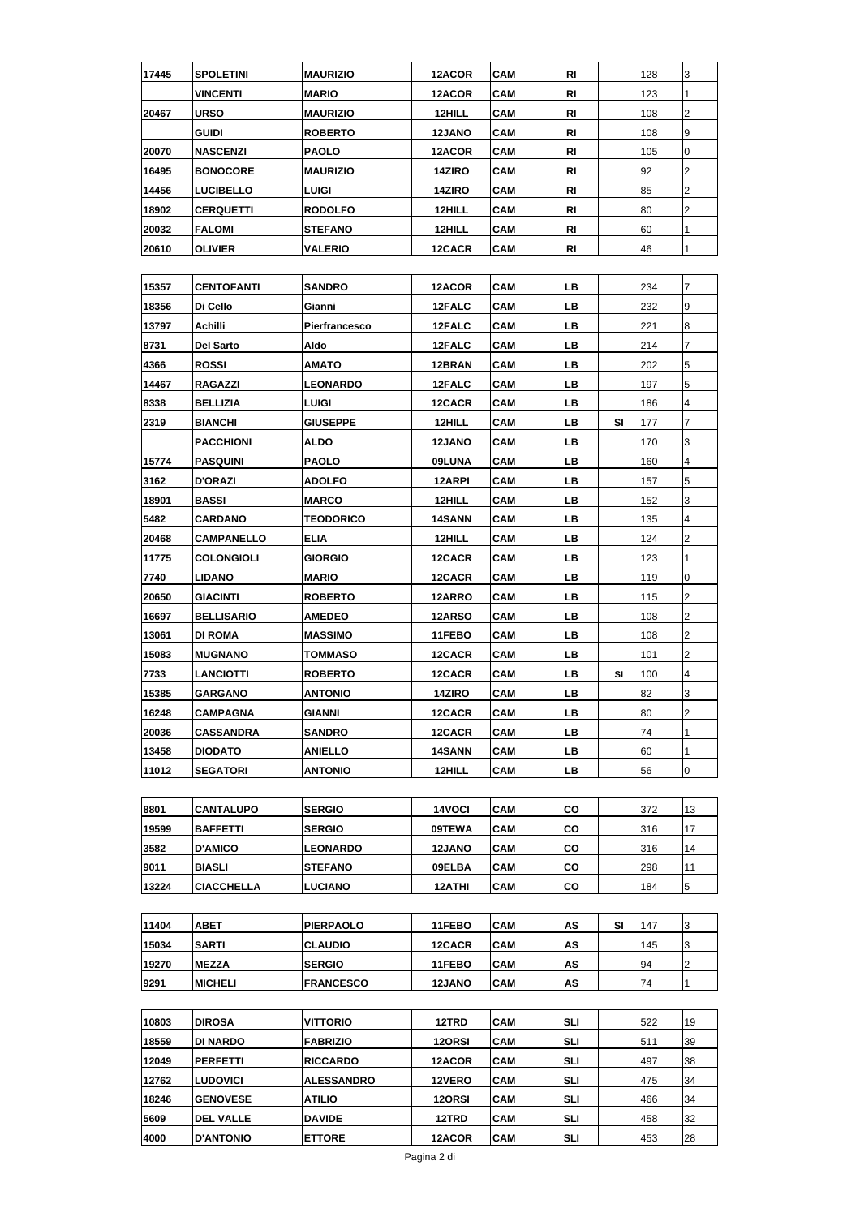| | | | | | | | | |
|---|---|---|---|---|---|---|---|---|
| 17445 | SPOLETINI | MAURIZIO | 12ACOR | CAM | RI | | 128 | 3 |
| | VINCENTI | MARIO | 12ACOR | CAM | RI | | 123 | 1 |
| 20467 | URSO | MAURIZIO | 12HILL | CAM | RI | | 108 | 2 |
| | GUIDI | ROBERTO | 12JANO | CAM | RI | | 108 | 9 |
| 20070 | NASCENZI | PAOLO | 12ACOR | CAM | RI | | 105 | 0 |
| 16495 | BONOCORE | MAURIZIO | 14ZIRO | CAM | RI | | 92 | 2 |
| 14456 | LUCIBELLO | LUIGI | 14ZIRO | CAM | RI | | 85 | 2 |
| 18902 | CERQUETTI | RODOLFO | 12HILL | CAM | RI | | 80 | 2 |
| 20032 | FALOMI | STEFANO | 12HILL | CAM | RI | | 60 | 1 |
| 20610 | OLIVIER | VALERIO | 12CACR | CAM | RI | | 46 | 1 |

| | | | | | | | | |
|---|---|---|---|---|---|---|---|---|
| 15357 | CENTOFANTI | SANDRO | 12ACOR | CAM | LB | | 234 | 7 |
| 18356 | Di Cello | Gianni | 12FALC | CAM | LB | | 232 | 9 |
| 13797 | Achilli | Pierfrancesco | 12FALC | CAM | LB | | 221 | 8 |
| 8731 | Del Sarto | Aldo | 12FALC | CAM | LB | | 214 | 7 |
| 4366 | ROSSI | AMATO | 12BRAN | CAM | LB | | 202 | 5 |
| 14467 | RAGAZZI | LEONARDO | 12FALC | CAM | LB | | 197 | 5 |
| 8338 | BELLIZIA | LUIGI | 12CACR | CAM | LB | | 186 | 4 |
| 2319 | BIANCHI | GIUSEPPE | 12HILL | CAM | LB | SI | 177 | 7 |
| | PACCHIONI | ALDO | 12JANO | CAM | LB | | 170 | 3 |
| 15774 | PASQUINI | PAOLO | 09LUNA | CAM | LB | | 160 | 4 |
| 3162 | D'ORAZI | ADOLFO | 12ARPI | CAM | LB | | 157 | 5 |
| 18901 | BASSI | MARCO | 12HILL | CAM | LB | | 152 | 3 |
| 5482 | CARDANO | TEODORICO | 14SANN | CAM | LB | | 135 | 4 |
| 20468 | CAMPANELLO | ELIA | 12HILL | CAM | LB | | 124 | 2 |
| 11775 | COLONGIOLI | GIORGIO | 12CACR | CAM | LB | | 123 | 1 |
| 7740 | LIDANO | MARIO | 12CACR | CAM | LB | | 119 | 0 |
| 20650 | GIACINTI | ROBERTO | 12ARRO | CAM | LB | | 115 | 2 |
| 16697 | BELLISARIO | AMEDEO | 12ARSO | CAM | LB | | 108 | 2 |
| 13061 | DI ROMA | MASSIMO | 11FEBO | CAM | LB | | 108 | 2 |
| 15083 | MUGNANO | TOMMASO | 12CACR | CAM | LB | | 101 | 2 |
| 7733 | LANCIOTTI | ROBERTO | 12CACR | CAM | LB | SI | 100 | 4 |
| 15385 | GARGANO | ANTONIO | 14ZIRO | CAM | LB | | 82 | 3 |
| 16248 | CAMPAGNA | GIANNI | 12CACR | CAM | LB | | 80 | 2 |
| 20036 | CASSANDRA | SANDRO | 12CACR | CAM | LB | | 74 | 1 |
| 13458 | DIODATO | ANIELLO | 14SANN | CAM | LB | | 60 | 1 |
| 11012 | SEGATORI | ANTONIO | 12HILL | CAM | LB | | 56 | 0 |

| | | | | | | | | |
|---|---|---|---|---|---|---|---|---|
| 8801 | CANTALUPO | SERGIO | 14VOCI | CAM | CO | | 372 | 13 |
| 19599 | BAFFETTI | SERGIO | 09TEWA | CAM | CO | | 316 | 17 |
| 3582 | D'AMICO | LEONARDO | 12JANO | CAM | CO | | 316 | 14 |
| 9011 | BIASLI | STEFANO | 09ELBA | CAM | CO | | 298 | 11 |
| 13224 | CIACCHELLA | LUCIANO | 12ATHI | CAM | CO | | 184 | 5 |

| | | | | | | | | |
|---|---|---|---|---|---|---|---|---|
| 11404 | ABET | PIERPAOLO | 11FEBO | CAM | AS | SI | 147 | 3 |
| 15034 | SARTI | CLAUDIO | 12CACR | CAM | AS | | 145 | 3 |
| 19270 | MEZZA | SERGIO | 11FEBO | CAM | AS | | 94 | 2 |
| 9291 | MICHELI | FRANCESCO | 12JANO | CAM | AS | | 74 | 1 |

| | | | | | | | | |
|---|---|---|---|---|---|---|---|---|
| 10803 | DIROSA | VITTORIO | 12TRD | CAM | SLI | | 522 | 19 |
| 18559 | DI NARDO | FABRIZIO | 12ORSI | CAM | SLI | | 511 | 39 |
| 12049 | PERFETTI | RICCARDO | 12ACOR | CAM | SLI | | 497 | 38 |
| 12762 | LUDOVICI | ALESSANDRO | 12VERO | CAM | SLI | | 475 | 34 |
| 18246 | GENOVESE | ATILIO | 12ORSI | CAM | SLI | | 466 | 34 |
| 5609 | DEL VALLE | DAVIDE | 12TRD | CAM | SLI | | 458 | 32 |
| 4000 | D'ANTONIO | ETTORE | 12ACOR | CAM | SLI | | 453 | 28 |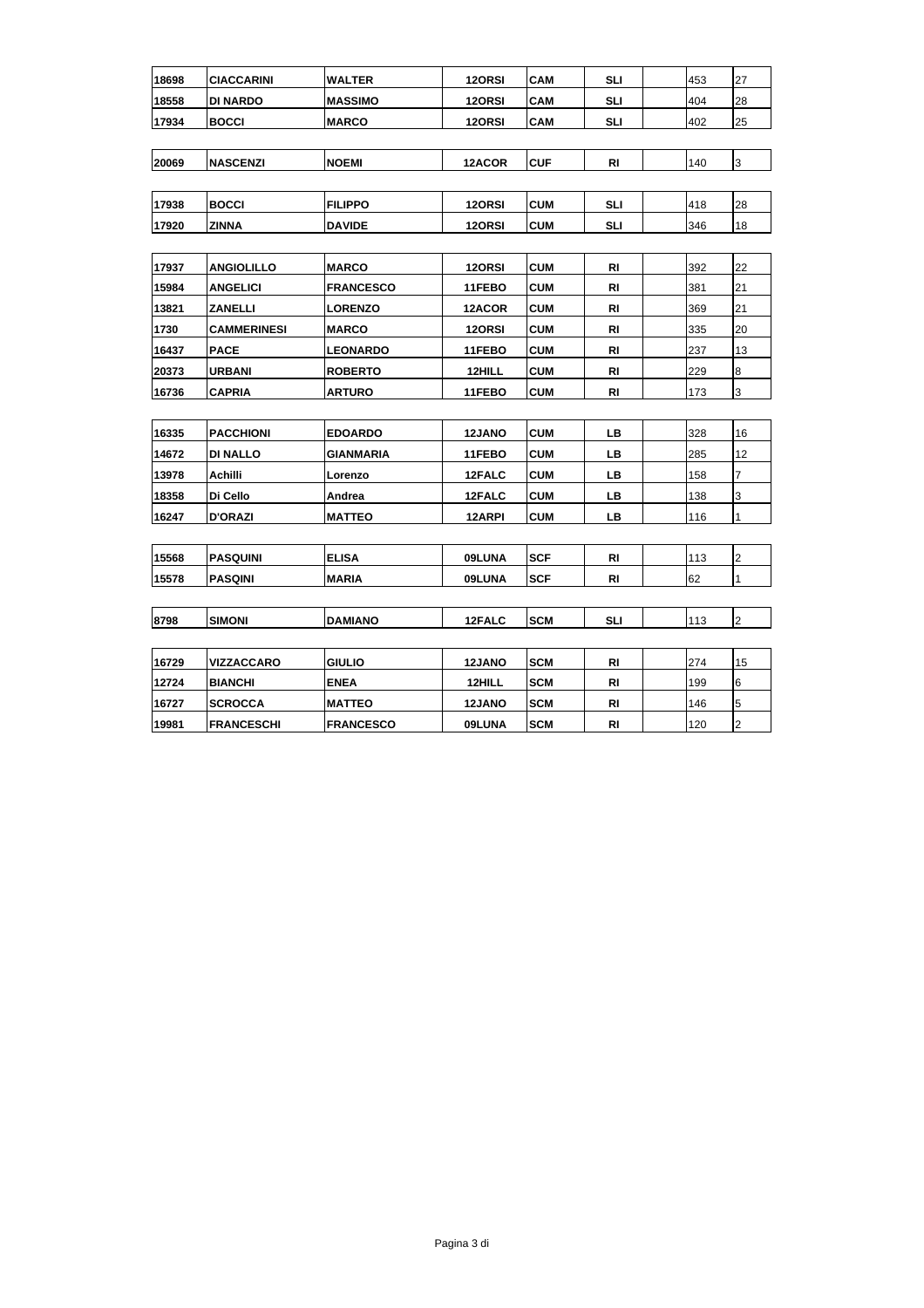| | | | | | | | | |
|---|---|---|---|---|---|---|---|---|
| 18698 | CIACCARINI | WALTER | 12ORSI | CAM | SLI | | 453 | 27 |
| 18558 | DI NARDO | MASSIMO | 12ORSI | CAM | SLI | | 404 | 28 |
| 17934 | BOCCI | MARCO | 12ORSI | CAM | SLI | | 402 | 25 |

| | | | | | | | | |
|---|---|---|---|---|---|---|---|---|
| 20069 | NASCENZI | NOEMI | 12ACOR | CUF | RI | | 140 | 3 |

| | | | | | | | | |
|---|---|---|---|---|---|---|---|---|
| 17938 | BOCCI | FILIPPO | 12ORSI | CUM | SLI | | 418 | 28 |
| 17920 | ZINNA | DAVIDE | 12ORSI | CUM | SLI | | 346 | 18 |

| | | | | | | | | |
|---|---|---|---|---|---|---|---|---|
| 17937 | ANGIOLILLO | MARCO | 12ORSI | CUM | RI | | 392 | 22 |
| 15984 | ANGELICI | FRANCESCO | 11FEBO | CUM | RI | | 381 | 21 |
| 13821 | ZANELLI | LORENZO | 12ACOR | CUM | RI | | 369 | 21 |
| 1730 | CAMMERINESI | MARCO | 12ORSI | CUM | RI | | 335 | 20 |
| 16437 | PACE | LEONARDO | 11FEBO | CUM | RI | | 237 | 13 |
| 20373 | URBANI | ROBERTO | 12HILL | CUM | RI | | 229 | 8 |
| 16736 | CAPRIA | ARTURO | 11FEBO | CUM | RI | | 173 | 3 |

| | | | | | | | | |
|---|---|---|---|---|---|---|---|---|
| 16335 | PACCHIONI | EDOARDO | 12JANO | CUM | LB | | 328 | 16 |
| 14672 | DI NALLO | GIANMARIA | 11FEBO | CUM | LB | | 285 | 12 |
| 13978 | Achilli | Lorenzo | 12FALC | CUM | LB | | 158 | 7 |
| 18358 | Di Cello | Andrea | 12FALC | CUM | LB | | 138 | 3 |
| 16247 | D'ORAZI | MATTEO | 12ARPI | CUM | LB | | 116 | 1 |

| | | | | | | | | |
|---|---|---|---|---|---|---|---|---|
| 15568 | PASQUINI | ELISA | 09LUNA | SCF | RI | | 113 | 2 |
| 15578 | PASQINI | MARIA | 09LUNA | SCF | RI | | 62 | 1 |

| | | | | | | | | |
|---|---|---|---|---|---|---|---|---|
| 8798 | SIMONI | DAMIANO | 12FALC | SCM | SLI | | 113 | 2 |

| | | | | | | | | |
|---|---|---|---|---|---|---|---|---|
| 16729 | VIZZACCARO | GIULIO | 12JANO | SCM | RI | | 274 | 15 |
| 12724 | BIANCHI | ENEA | 12HILL | SCM | RI | | 199 | 6 |
| 16727 | SCROCCA | MATTEO | 12JANO | SCM | RI | | 146 | 5 |
| 19981 | FRANCESCHI | FRANCESCO | 09LUNA | SCM | RI | | 120 | 2 |